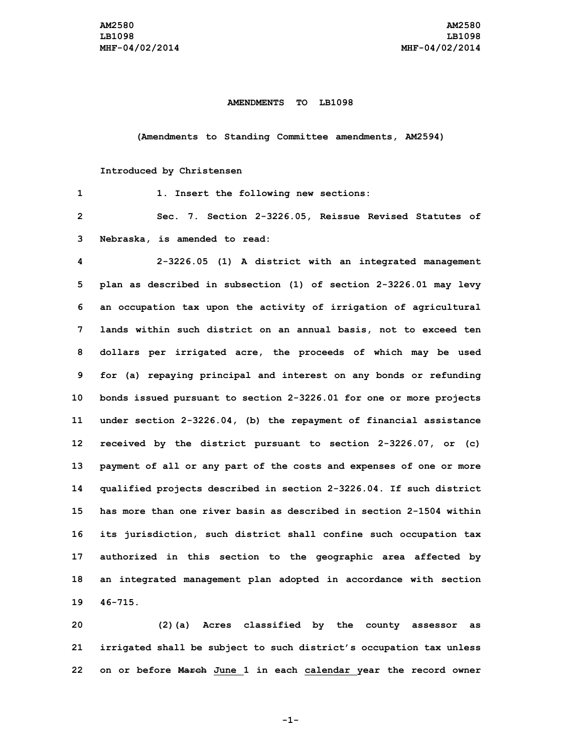**AMENDMENTS TO LB1098**

**(Amendments to Standing Committee amendments, AM2594)**

**Introduced by Christensen**

1. Insert the following new sections:

Sec. 7. Section 2-3226.05, Reissue Revised Statutes of Nebraska, is amended to read:

2-3226.05 (1) A district with an integrated management plan as described in subsection (1) of section 2-3226.01 may levy an occupation tax upon the activity of irrigation of agricultural lands within such district on an annual basis, not to exceed ten dollars per irrigated acre, the proceeds of which may be used for (a) repaying principal and interest on any bonds or refunding bonds issued pursuant to section 2-3226.01 for one or more projects under section 2-3226.04, (b) the repayment of financial assistance received by the district pursuant to section 2-3226.07, or (c) payment of all or any part of the costs and expenses of one or more qualified projects described in section 2-3226.04. If such district has more than one river basin as described in section 2-1504 within its jurisdiction, such district shall confine such occupation tax authorized in this section to the geographic area affected by an integrated management plan adopted in accordance with section 46-715.

(2)(a) Acres classified by the county assessor as irrigated shall be subject to such district's occupation tax unless on or before ~~March~~ <u>June</u> 1 in each <u>calendar</u> year the record owner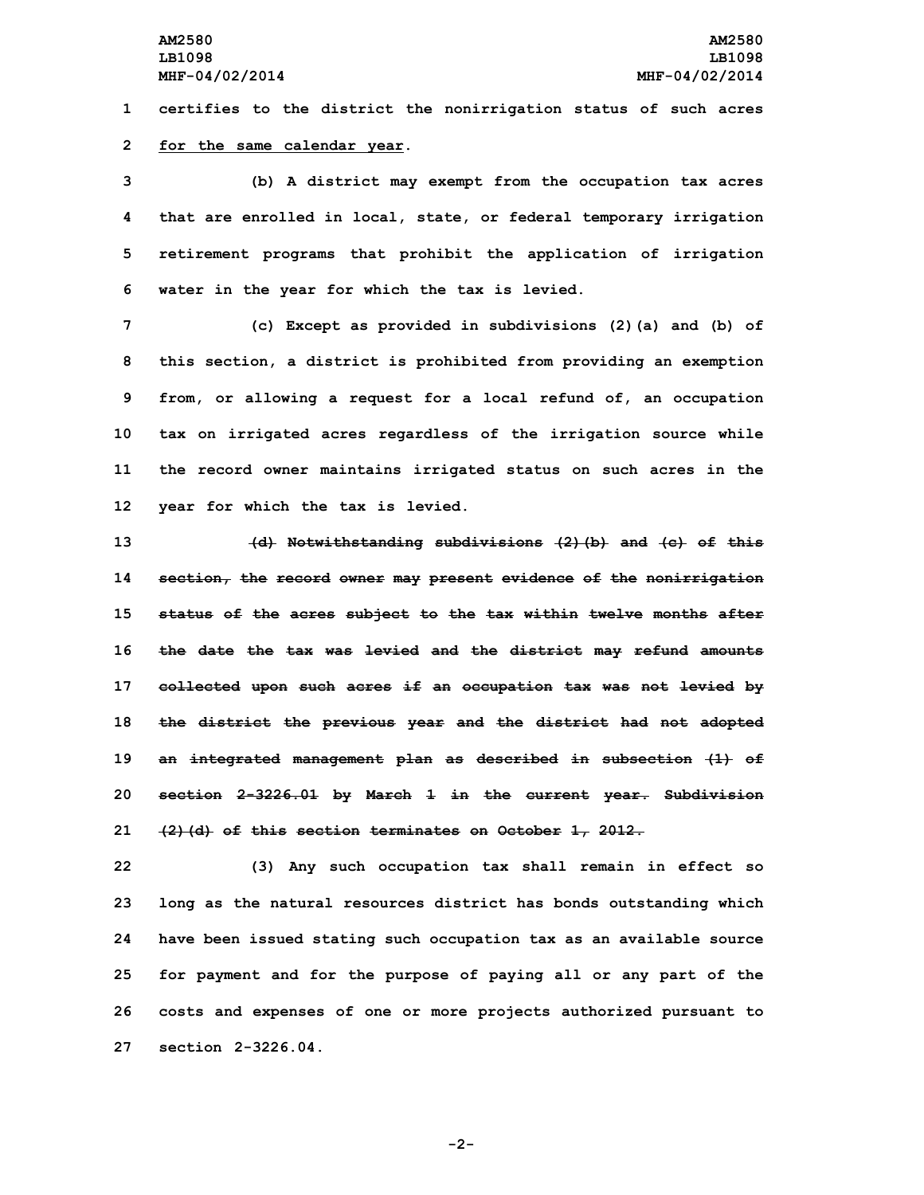certifies to the district the nonirrigation status of such acres <u>for the same calendar year</u>.

(b) A district may exempt from the occupation tax acres that are enrolled in local, state, or federal temporary irrigation retirement programs that prohibit the application of irrigation water in the year for which the tax is levied.

(c) Except as provided in subdivisions (2)(a) and (b) of this section, a district is prohibited from providing an exemption from, or allowing a request for a local refund of, an occupation tax on irrigated acres regardless of the irrigation source while the record owner maintains irrigated status on such acres in the year for which the tax is levied.

~~(d) Notwithstanding subdivisions (2)(b) and (c) of this section, the record owner may present evidence of the nonirrigation status of the acres subject to the tax within twelve months after the date the tax was levied and the district may refund amounts collected upon such acres if an occupation tax was not levied by the district the previous year and the district had not adopted an integrated management plan as described in subsection (1) of section 2-3226.01 by March 1 in the current year. Subdivision (2)(d) of this section terminates on October 1, 2012.~~

(3) Any such occupation tax shall remain in effect so long as the natural resources district has bonds outstanding which have been issued stating such occupation tax as an available source for payment and for the purpose of paying all or any part of the costs and expenses of one or more projects authorized pursuant to section 2-3226.04.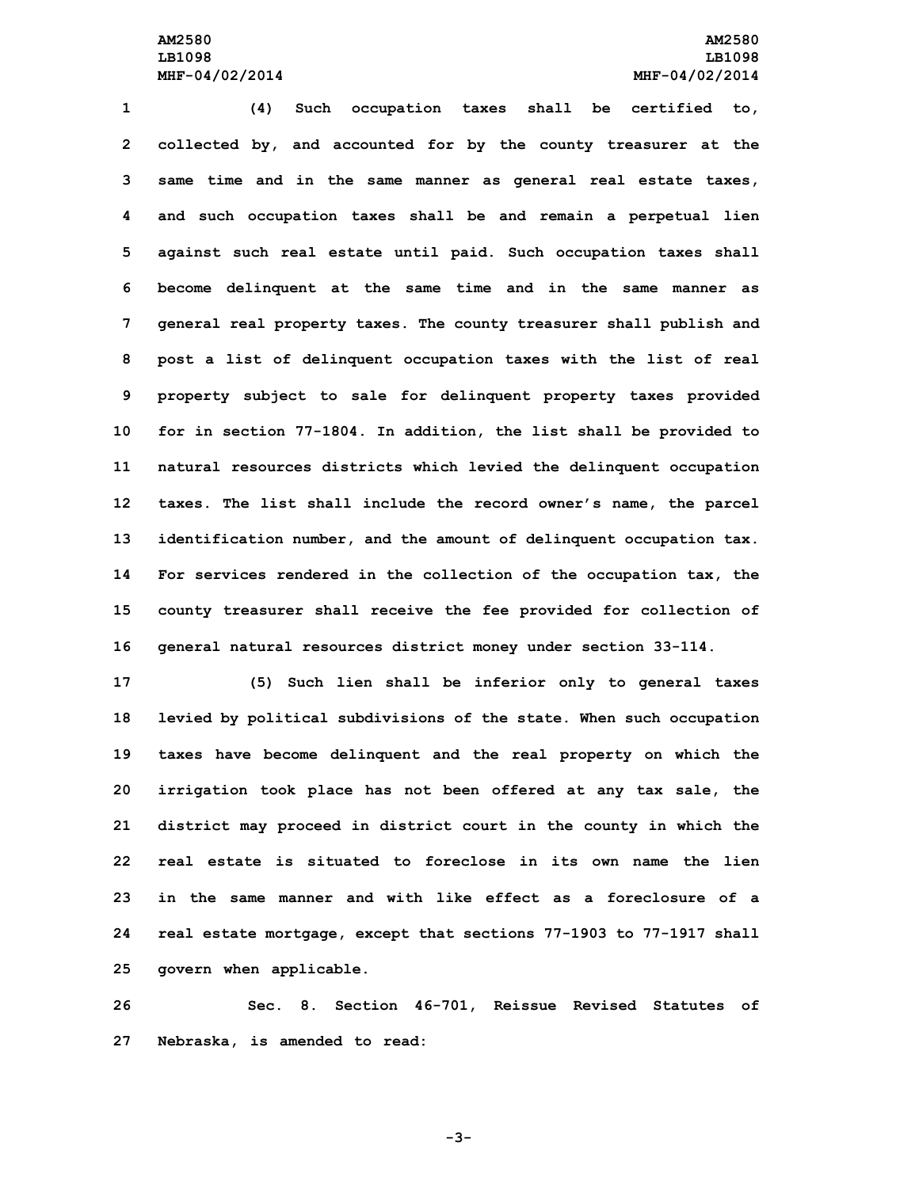(4) Such occupation taxes shall be certified to, collected by, and accounted for by the county treasurer at the same time and in the same manner as general real estate taxes, and such occupation taxes shall be and remain a perpetual lien against such real estate until paid. Such occupation taxes shall become delinquent at the same time and in the same manner as general real property taxes. The county treasurer shall publish and post a list of delinquent occupation taxes with the list of real property subject to sale for delinquent property taxes provided for in section 77-1804. In addition, the list shall be provided to natural resources districts which levied the delinquent occupation taxes. The list shall include the record owner's name, the parcel identification number, and the amount of delinquent occupation tax. For services rendered in the collection of the occupation tax, the county treasurer shall receive the fee provided for collection of general natural resources district money under section 33-114.

(5) Such lien shall be inferior only to general taxes levied by political subdivisions of the state. When such occupation taxes have become delinquent and the real property on which the irrigation took place has not been offered at any tax sale, the district may proceed in district court in the county in which the real estate is situated to foreclose in its own name the lien in the same manner and with like effect as a foreclosure of a real estate mortgage, except that sections 77-1903 to 77-1917 shall govern when applicable.

Sec. 8. Section 46-701, Reissue Revised Statutes of Nebraska, is amended to read: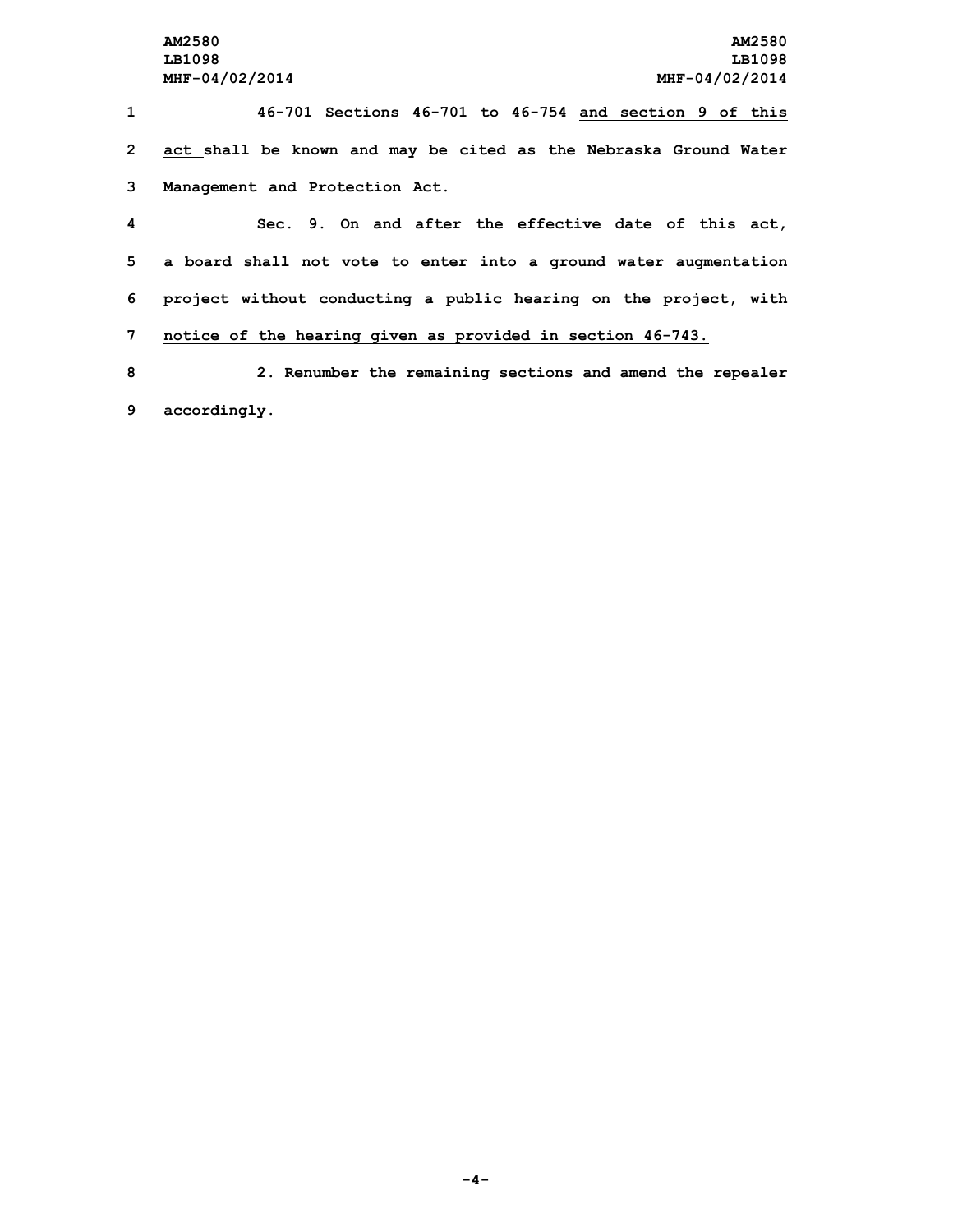46-701 Sections 46-701 to 46-754 and section 9 of this act shall be known and may be cited as the Nebraska Ground Water Management and Protection Act.

Sec. 9. On and after the effective date of this act, a board shall not vote to enter into a ground water augmentation project without conducting a public hearing on the project, with notice of the hearing given as provided in section 46-743.

2. Renumber the remaining sections and amend the repealer accordingly.